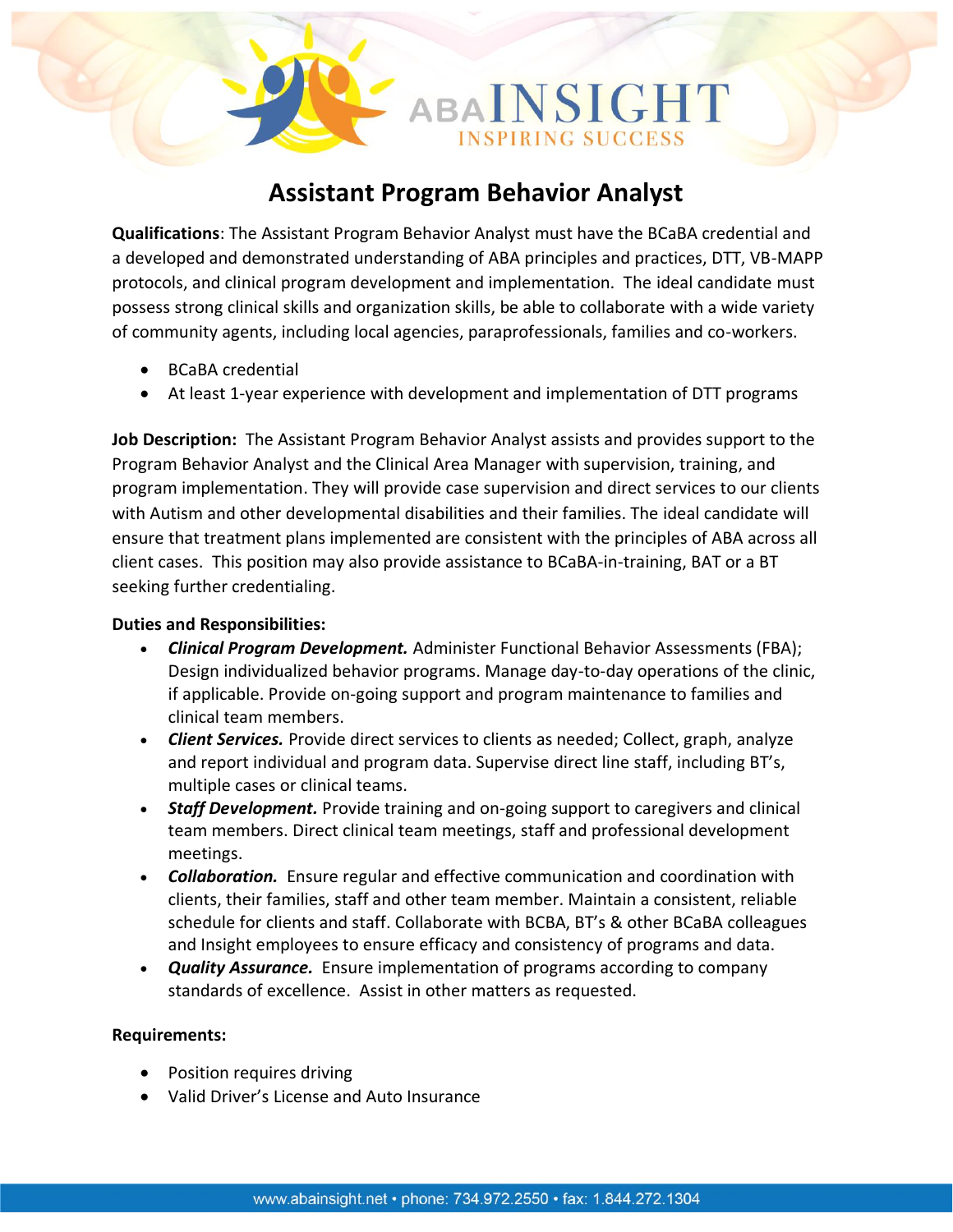# Assistant Program Behavior Analyst

**Qualifications**: The Assistant Program Behavior Analyst must have the BCaBA credential and a developed and demonstrated understanding of ABA principles and practices, DTT, VB-MAPP protocols, and clinical program development and implementation. The ideal candidate must possess strong clinical skills and organization skills, be able to collaborate with a wide variety of community agents, including local agencies, paraprofessionals, families and co-workers.

- BCaBA credential
- At least 1-year experience with development and implementation of DTT programs

**Job Description:** The Assistant Program Behavior Analyst assists and provides support to the Program Behavior Analyst and the Clinical Area Manager with supervision, training, and program implementation. They will provide case supervision and direct services to our clients with Autism and other developmental disabilities and their families. The ideal candidate will ensure that treatment plans implemented are consistent with the principles of ABA across all client cases. This position may also provide assistance to BCaBA-in-training, BAT or a BT seeking further credentialing.

**Duties and Responsibilities:**

- ***Clinical Program Development.*** Administer Functional Behavior Assessments (FBA); Design individualized behavior programs. Manage day-to-day operations of the clinic, if applicable. Provide on-going support and program maintenance to families and clinical team members.
- ***Client Services.*** Provide direct services to clients as needed; Collect, graph, analyze and report individual and program data. Supervise direct line staff, including BT's, multiple cases or clinical teams.
- ***Staff Development.*** Provide training and on-going support to caregivers and clinical team members. Direct clinical team meetings, staff and professional development meetings.
- ***Collaboration.*** Ensure regular and effective communication and coordination with clients, their families, staff and other team member. Maintain a consistent, reliable schedule for clients and staff. Collaborate with BCBA, BT's & other BCaBA colleagues and Insight employees to ensure efficacy and consistency of programs and data.
- ***Quality Assurance.*** Ensure implementation of programs according to company standards of excellence. Assist in other matters as requested.

**Requirements:**

- Position requires driving
- Valid Driver's License and Auto Insurance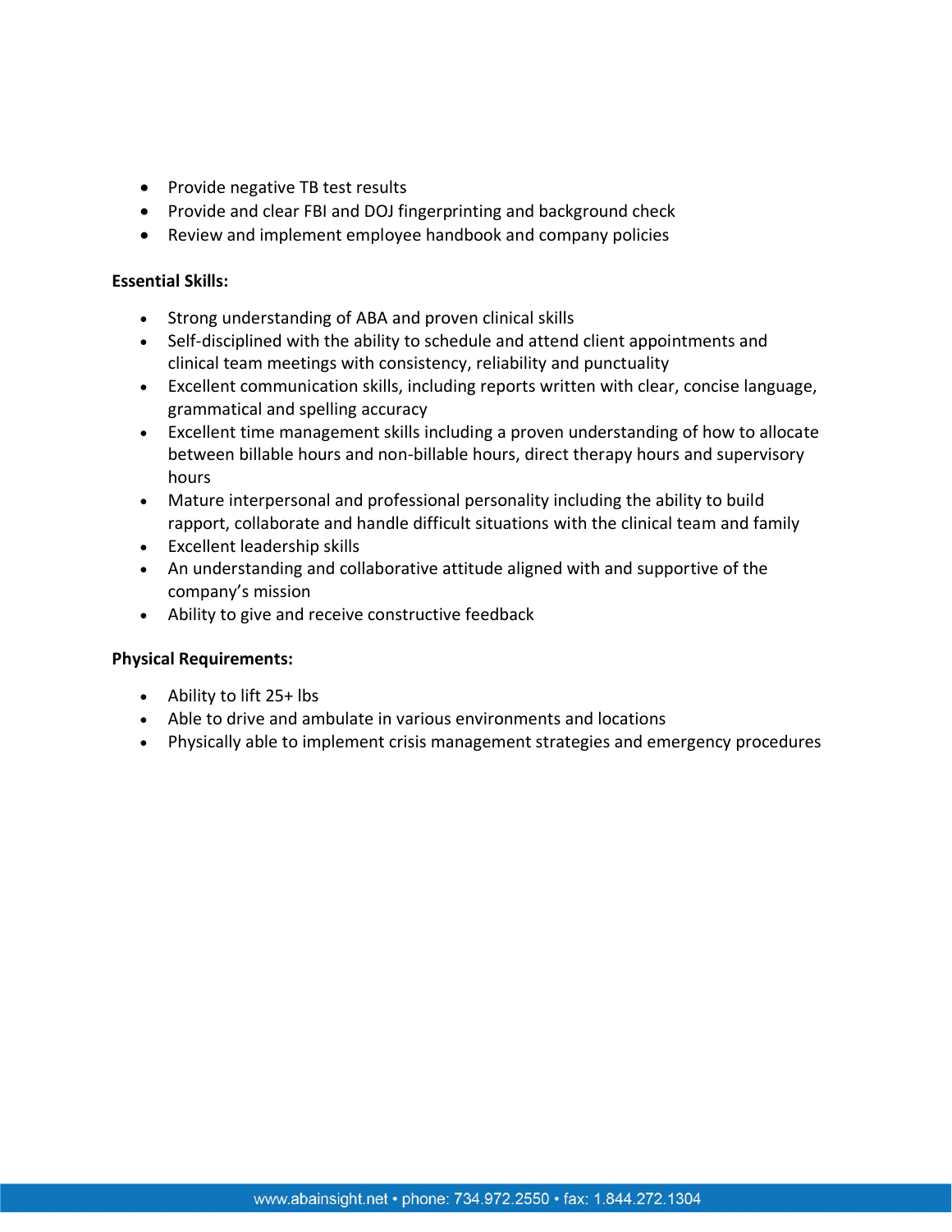- Provide negative TB test results
- Provide and clear FBI and DOJ fingerprinting and background check
- Review and implement employee handbook and company policies

**Essential Skills:**

- Strong understanding of ABA and proven clinical skills
- Self-disciplined with the ability to schedule and attend client appointments and clinical team meetings with consistency, reliability and punctuality
- Excellent communication skills, including reports written with clear, concise language, grammatical and spelling accuracy
- Excellent time management skills including a proven understanding of how to allocate between billable hours and non-billable hours, direct therapy hours and supervisory hours
- Mature interpersonal and professional personality including the ability to build rapport, collaborate and handle difficult situations with the clinical team and family
- Excellent leadership skills
- An understanding and collaborative attitude aligned with and supportive of the company's mission
- Ability to give and receive constructive feedback

**Physical Requirements:**

- Ability to lift 25+ lbs
- Able to drive and ambulate in various environments and locations
- Physically able to implement crisis management strategies and emergency procedures